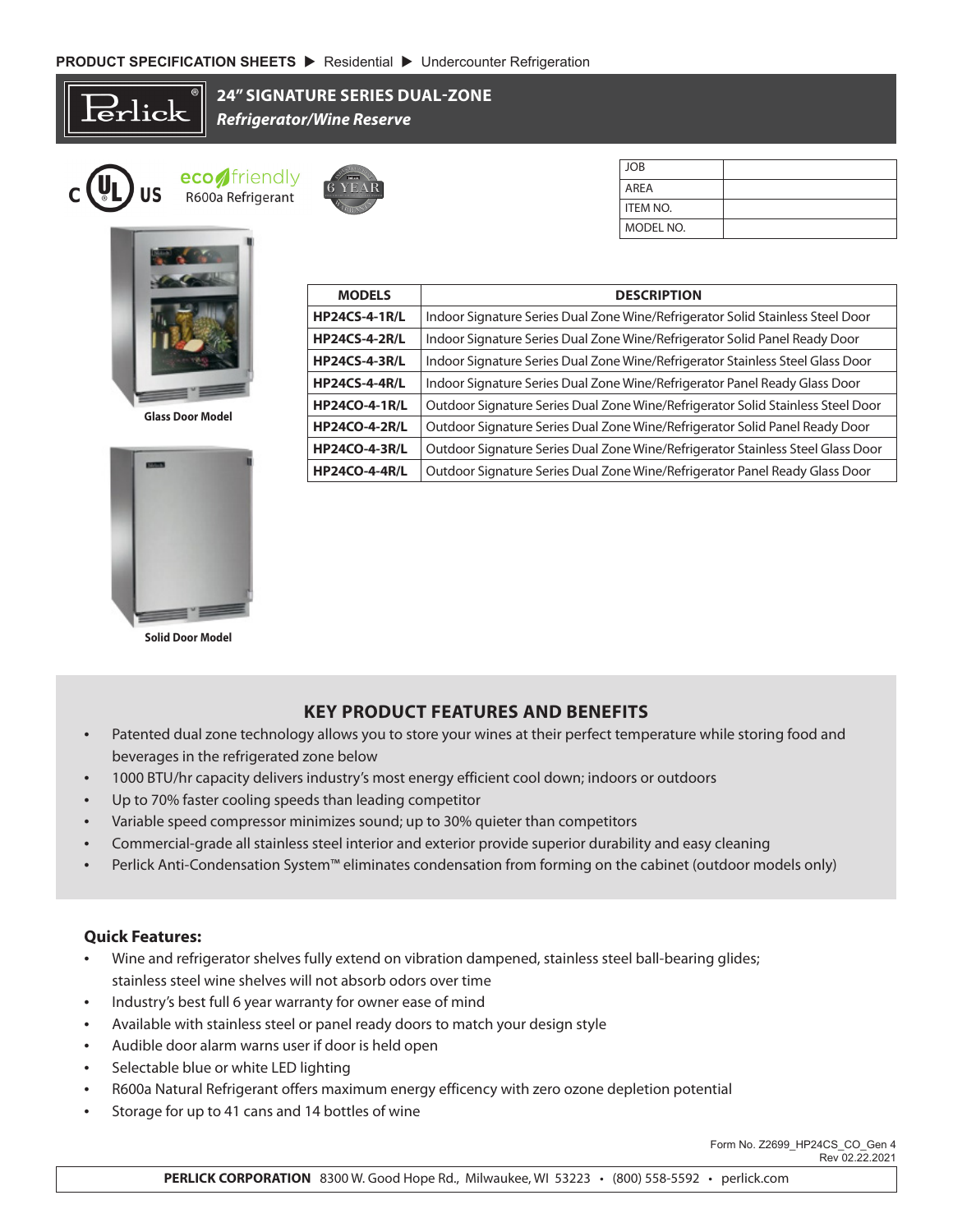PRODUCT SPECIFICATION SHEETS ▶ Residential ▶ Undercounter Refrigeration

# 24" SIGNATURE SERIES DUAL-ZONE

## *Refrigerator/Wine Reserve*

eco friendly R600a Refrigerant

6 YEAR

| JOB | |
|---|---|
| AREA | |
| ITEM NO. | |
| MODEL NO. | |

Glass Door Model

Solid Door Model

| MODELS | DESCRIPTION |
|---|---|
| **HP24CS-4-1R/L** | Indoor Signature Series Dual Zone Wine/Refrigerator Solid Stainless Steel Door |
| **HP24CS-4-2R/L** | Indoor Signature Series Dual Zone Wine/Refrigerator Solid Panel Ready Door |
| **HP24CS-4-3R/L** | Indoor Signature Series Dual Zone Wine/Refrigerator Stainless Steel Glass Door |
| **HP24CS-4-4R/L** | Indoor Signature Series Dual Zone Wine/Refrigerator Panel Ready Glass Door |
| **HP24CO-4-1R/L** | Outdoor Signature Series Dual Zone Wine/Refrigerator Solid Stainless Steel Door |
| **HP24CO-4-2R/L** | Outdoor Signature Series Dual Zone Wine/Refrigerator Solid Panel Ready Door |
| **HP24CO-4-3R/L** | Outdoor Signature Series Dual Zone Wine/Refrigerator Stainless Steel Glass Door |
| **HP24CO-4-4R/L** | Outdoor Signature Series Dual Zone Wine/Refrigerator Panel Ready Glass Door |

## KEY PRODUCT FEATURES AND BENEFITS

- Patented dual zone technology allows you to store your wines at their perfect temperature while storing food and beverages in the refrigerated zone below
- 1000 BTU/hr capacity delivers industry's most energy efficient cool down; indoors or outdoors
- Up to 70% faster cooling speeds than leading competitor
- Variable speed compressor minimizes sound; up to 30% quieter than competitors
- Commercial-grade all stainless steel interior and exterior provide superior durability and easy cleaning
- Perlick Anti-Condensation System™ eliminates condensation from forming on the cabinet (outdoor models only)

### Quick Features:

- Wine and refrigerator shelves fully extend on vibration dampened, stainless steel ball-bearing glides; stainless steel wine shelves will not absorb odors over time
- Industry's best full 6 year warranty for owner ease of mind
- Available with stainless steel or panel ready doors to match your design style
- Audible door alarm warns user if door is held open
- Selectable blue or white LED lighting
- R600a Natural Refrigerant offers maximum energy efficency with zero ozone depletion potential
- Storage for up to 41 cans and 14 bottles of wine

Form No. Z2699_HP24CS_CO_Gen 4
Rev 02.22.2021

**PERLICK CORPORATION** 8300 W. Good Hope Rd., Milwaukee, WI 53223 • (800) 558-5592 • perlick.com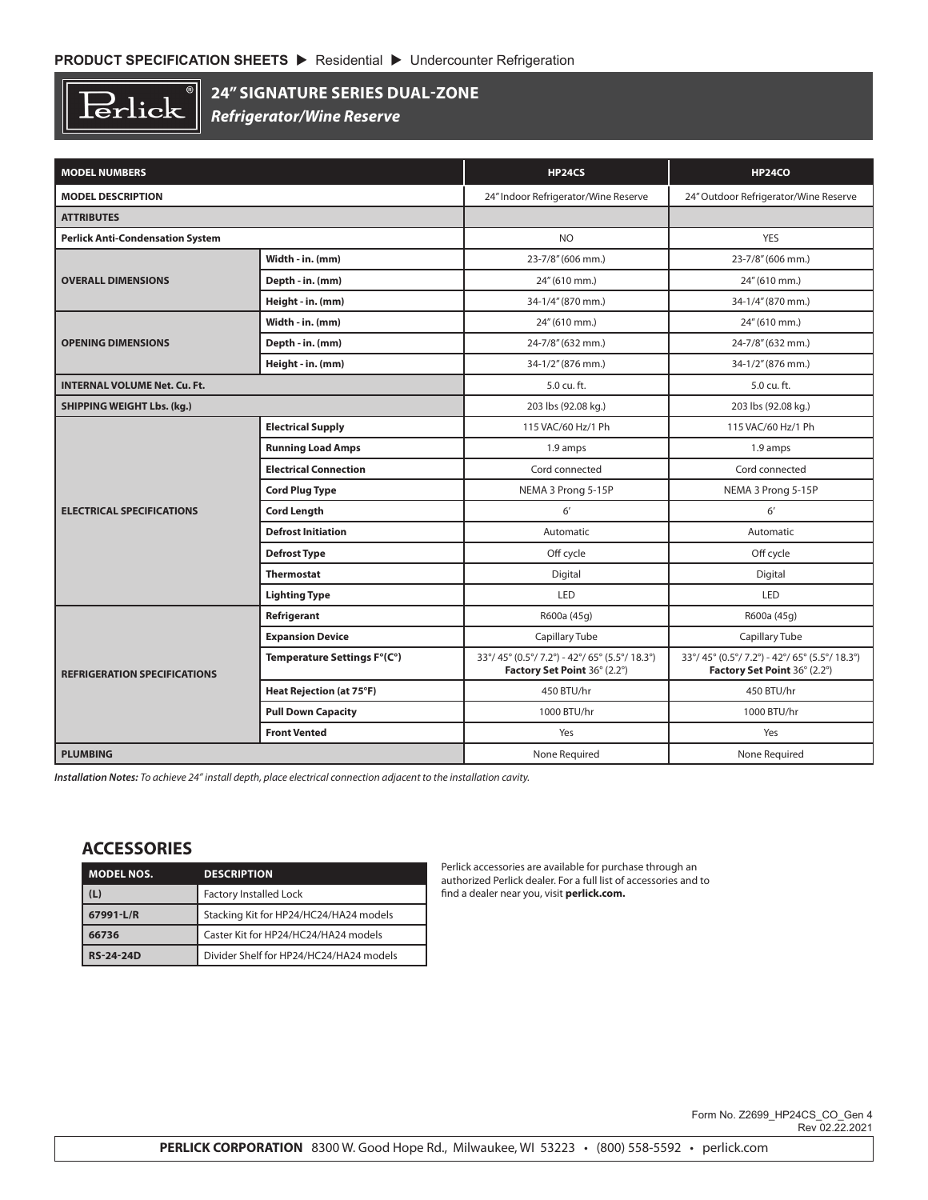**PRODUCT SPECIFICATION SHEETS ▶ Residential ▶ Undercounter Refrigeration**

# 24" SIGNATURE SERIES DUAL-ZONE

***Refrigerator/Wine Reserve***

| MODEL NUMBERS | | HP24CS | HP24CO |
|---|---|---|---|
| **MODEL DESCRIPTION** | | 24" Indoor Refrigerator/Wine Reserve | 24" Outdoor Refrigerator/Wine Reserve |
| **ATTRIBUTES** | | | |
| **Perlick Anti-Condensation System** | | NO | YES |
| **OVERALL DIMENSIONS** | **Width - in. (mm)** | 23-7/8" (606 mm.) | 23-7/8" (606 mm.) |
| | **Depth - in. (mm)** | 24" (610 mm.) | 24" (610 mm.) |
| | **Height - in. (mm)** | 34-1/4" (870 mm.) | 34-1/4" (870 mm.) |
| **OPENING DIMENSIONS** | **Width - in. (mm)** | 24" (610 mm.) | 24" (610 mm.) |
| | **Depth - in. (mm)** | 24-7/8" (632 mm.) | 24-7/8" (632 mm.) |
| | **Height - in. (mm)** | 34-1/2" (876 mm.) | 34-1/2" (876 mm.) |
| **INTERNAL VOLUME Net. Cu. Ft.** | | 5.0 cu. ft. | 5.0 cu. ft. |
| **SHIPPING WEIGHT Lbs. (kg.)** | | 203 lbs (92.08 kg.) | 203 lbs (92.08 kg.) |
| **ELECTRICAL SPECIFICATIONS** | **Electrical Supply** | 115 VAC/60 Hz/1 Ph | 115 VAC/60 Hz/1 Ph |
| | **Running Load Amps** | 1.9 amps | 1.9 amps |
| | **Electrical Connection** | Cord connected | Cord connected |
| | **Cord Plug Type** | NEMA 3 Prong 5-15P | NEMA 3 Prong 5-15P |
| | **Cord Length** | 6' | 6' |
| | **Defrost Initiation** | Automatic | Automatic |
| | **Defrost Type** | Off cycle | Off cycle |
| | **Thermostat** | Digital | Digital |
| | **Lighting Type** | LED | LED |
| **REFRIGERATION SPECIFICATIONS** | **Refrigerant** | R600a (45g) | R600a (45g) |
| | **Expansion Device** | Capillary Tube | Capillary Tube |
| | **Temperature Settings F°(C°)** | 33°/ 45° (0.5°/ 7.2°) - 42°/ 65° (5.5°/ 18.3°) **Factory Set Point** 36° (2.2°) | 33°/ 45° (0.5°/ 7.2°) - 42°/ 65° (5.5°/ 18.3°) **Factory Set Point** 36° (2.2°) |
| | **Heat Rejection (at 75°F)** | 450 BTU/hr | 450 BTU/hr |
| | **Pull Down Capacity** | 1000 BTU/hr | 1000 BTU/hr |
| | **Front Vented** | Yes | Yes |
| **PLUMBING** | | None Required | None Required |

***Installation Notes:*** *To achieve 24" install depth, place electrical connection adjacent to the installation cavity.*

## ACCESSORIES

| MODEL NOS. | DESCRIPTION |
|---|---|
| **(L)** | Factory Installed Lock |
| **67991-L/R** | Stacking Kit for HP24/HC24/HA24 models |
| **66736** | Caster Kit for HP24/HC24/HA24 models |
| **RS-24-24D** | Divider Shelf for HP24/HC24/HA24 models |

Perlick accessories are available for purchase through an authorized Perlick dealer. For a full list of accessories and to find a dealer near you, visit **perlick.com.**

Form No. Z2699_HP24CS_CO_Gen 4
Rev 02.22.2021

**PERLICK CORPORATION** 8300 W. Good Hope Rd., Milwaukee, WI 53223 • (800) 558-5592 • perlick.com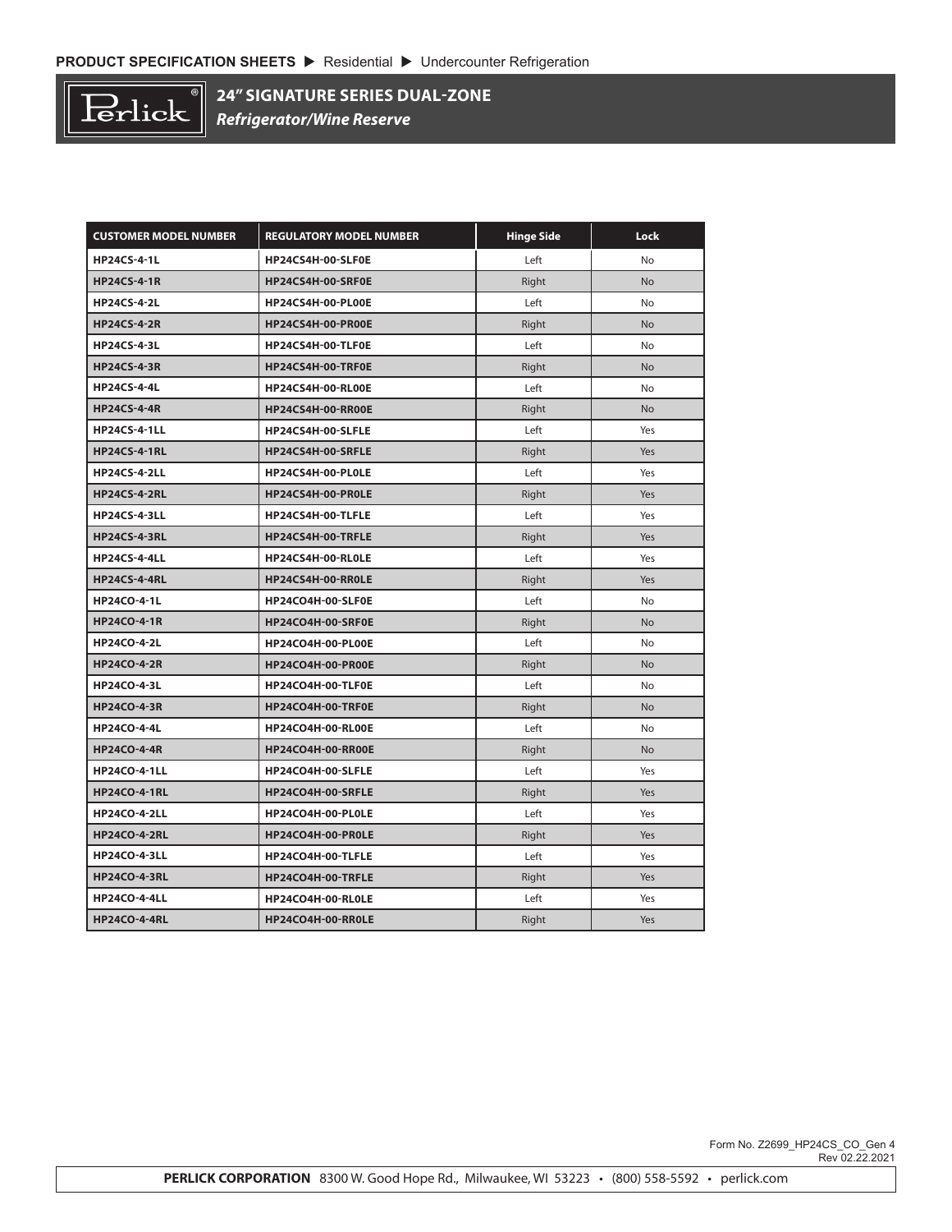# 24" SIGNATURE SERIES DUAL-ZONE

***Refrigerator/Wine Reserve***

| CUSTOMER MODEL NUMBER | REGULATORY MODEL NUMBER | Hinge Side | Lock |
|---|---|---|---|
| HP24CS-4-1L | HP24CS4H-00-SLF0E | Left | No |
| HP24CS-4-1R | HP24CS4H-00-SRF0E | Right | No |
| HP24CS-4-2L | HP24CS4H-00-PL00E | Left | No |
| HP24CS-4-2R | HP24CS4H-00-PR00E | Right | No |
| HP24CS-4-3L | HP24CS4H-00-TLF0E | Left | No |
| HP24CS-4-3R | HP24CS4H-00-TRF0E | Right | No |
| HP24CS-4-4L | HP24CS4H-00-RL00E | Left | No |
| HP24CS-4-4R | HP24CS4H-00-RR00E | Right | No |
| HP24CS-4-1LL | HP24CS4H-00-SLFLE | Left | Yes |
| HP24CS-4-1RL | HP24CS4H-00-SRFLE | Right | Yes |
| HP24CS-4-2LL | HP24CS4H-00-PL0LE | Left | Yes |
| HP24CS-4-2RL | HP24CS4H-00-PR0LE | Right | Yes |
| HP24CS-4-3LL | HP24CS4H-00-TLFLE | Left | Yes |
| HP24CS-4-3RL | HP24CS4H-00-TRFLE | Right | Yes |
| HP24CS-4-4LL | HP24CS4H-00-RL0LE | Left | Yes |
| HP24CS-4-4RL | HP24CS4H-00-RR0LE | Right | Yes |
| HP24CO-4-1L | HP24CO4H-00-SLF0E | Left | No |
| HP24CO-4-1R | HP24CO4H-00-SRF0E | Right | No |
| HP24CO-4-2L | HP24CO4H-00-PL00E | Left | No |
| HP24CO-4-2R | HP24CO4H-00-PR00E | Right | No |
| HP24CO-4-3L | HP24CO4H-00-TLF0E | Left | No |
| HP24CO-4-3R | HP24CO4H-00-TRF0E | Right | No |
| HP24CO-4-4L | HP24CO4H-00-RL00E | Left | No |
| HP24CO-4-4R | HP24CO4H-00-RR00E | Right | No |
| HP24CO-4-1LL | HP24CO4H-00-SLFLE | Left | Yes |
| HP24CO-4-1RL | HP24CO4H-00-SRFLE | Right | Yes |
| HP24CO-4-2LL | HP24CO4H-00-PL0LE | Left | Yes |
| HP24CO-4-2RL | HP24CO4H-00-PR0LE | Right | Yes |
| HP24CO-4-3LL | HP24CO4H-00-TLFLE | Left | Yes |
| HP24CO-4-3RL | HP24CO4H-00-TRFLE | Right | Yes |
| HP24CO-4-4LL | HP24CO4H-00-RL0LE | Left | Yes |
| HP24CO-4-4RL | HP24CO4H-00-RR0LE | Right | Yes |

Form No. Z2699_HP24CS_CO_Gen 4
Rev 02.22.2021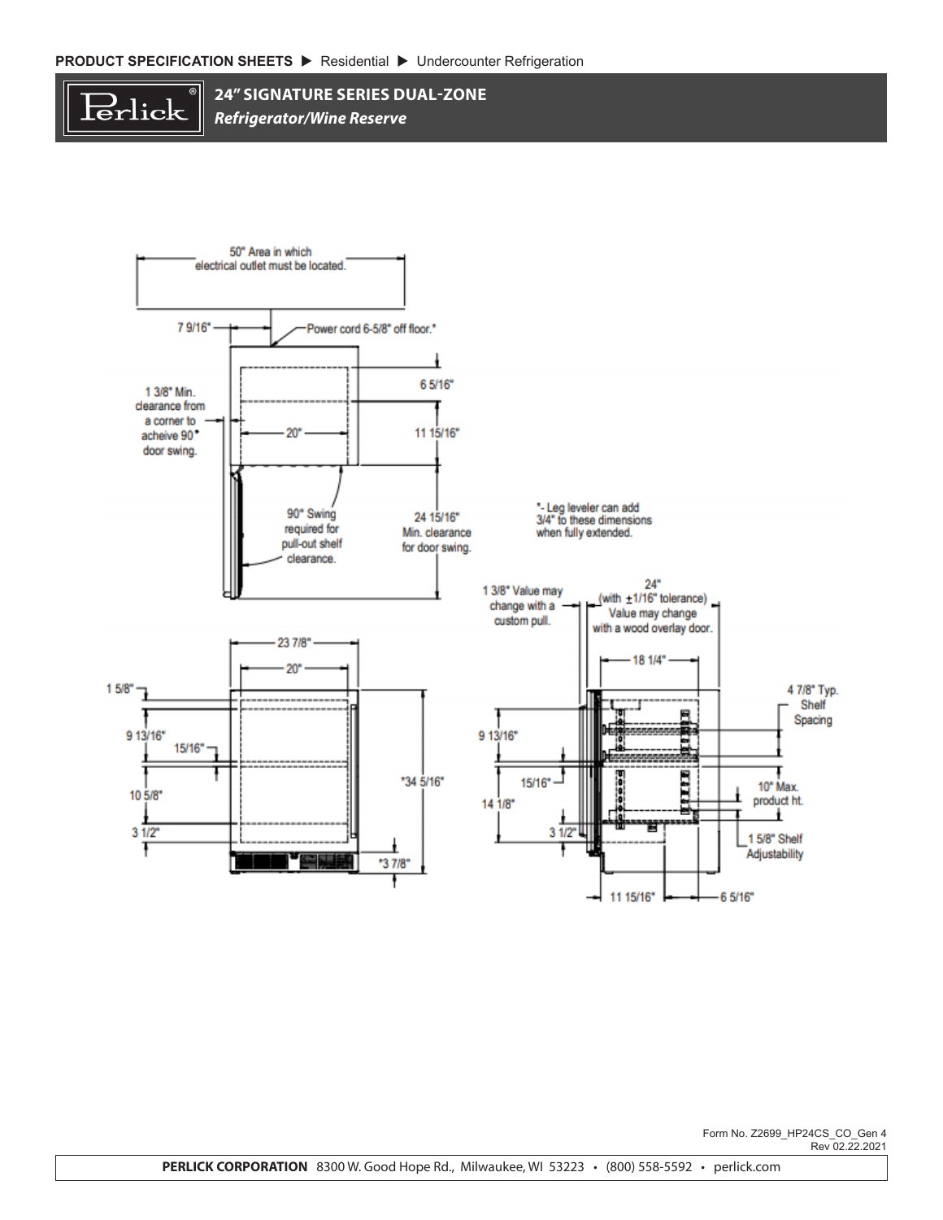PRODUCT SPECIFICATION SHEETS ▶ Residential ▶ Undercounter Refrigeration

## 24" SIGNATURE SERIES DUAL-ZONE

***Refrigerator/Wine Reserve***

50" Area in which electrical outlet must be located.

7 9/16"

Power cord 6-5/8" off floor.*

6 5/16"

1 3/8" Min. clearance from a corner to acheive 90° door swing.

20"

11 15/16"

90° Swing required for pull-out shelf clearance.

24 15/16" Min. clearance for door swing.

*- Leg leveler can add 3/4" to these dimensions when fully extended.

1 3/8" Value may change with a custom pull.

24" (with ±1/16" tolerance) Value may change with a wood overlay door.

23 7/8"

20"

18 1/4"

1 5/8"

9 13/16"

15/16"

10 5/8"

3 1/2"

*34 5/16"

*3 7/8"

9 13/16"

15/16"

14 1/8"

3 1/2"

4 7/8" Typ. Shelf Spacing

10" Max. product ht.

1 5/8" Shelf Adjustability

11 15/16"

6 5/16"

Form No. Z2699_HP24CS_CO_Gen 4
Rev 02.22.2021

**PERLICK CORPORATION** 8300 W. Good Hope Rd., Milwaukee, WI 53223 • (800) 558-5592 • perlick.com